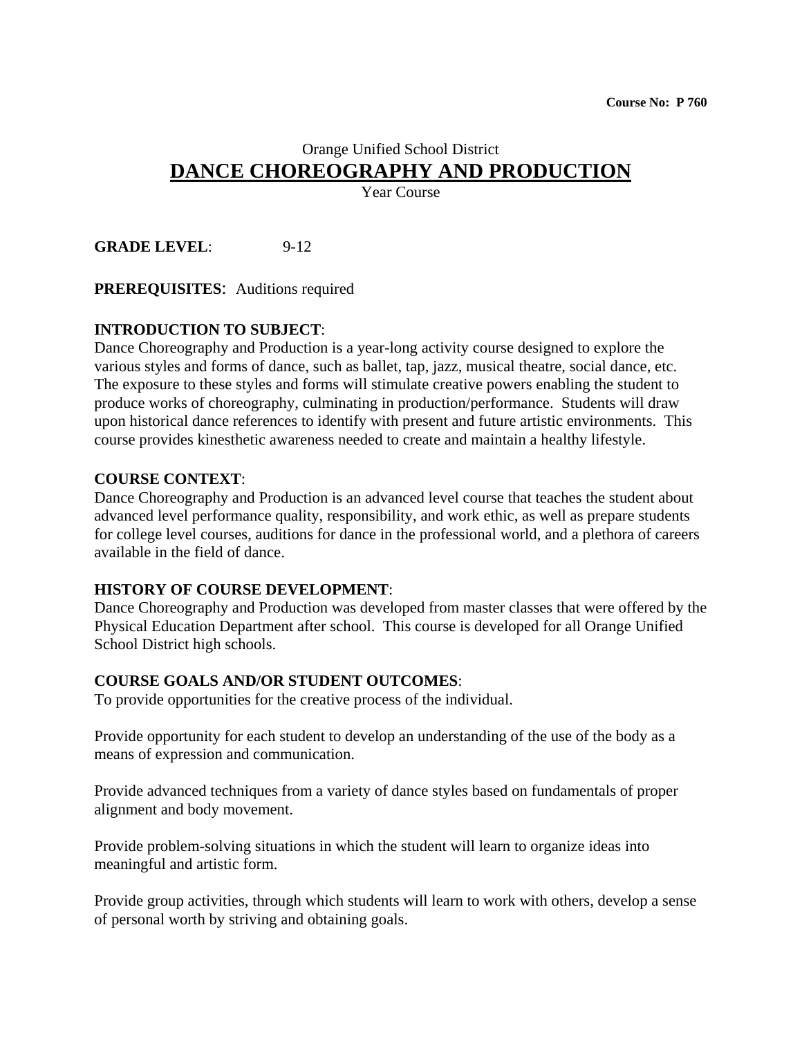**Course No: P 760**

Orange Unified School District

# DANCE CHOREOGRAPHY AND PRODUCTION

Year Course

**GRADE LEVEL**: 9-12

**PREREQUISITES**: Auditions required

**INTRODUCTION TO SUBJECT**:
Dance Choreography and Production is a year-long activity course designed to explore the various styles and forms of dance, such as ballet, tap, jazz, musical theatre, social dance, etc. The exposure to these styles and forms will stimulate creative powers enabling the student to produce works of choreography, culminating in production/performance. Students will draw upon historical dance references to identify with present and future artistic environments. This course provides kinesthetic awareness needed to create and maintain a healthy lifestyle.

**COURSE CONTEXT**:
Dance Choreography and Production is an advanced level course that teaches the student about advanced level performance quality, responsibility, and work ethic, as well as prepare students for college level courses, auditions for dance in the professional world, and a plethora of careers available in the field of dance.

**HISTORY OF COURSE DEVELOPMENT**:
Dance Choreography and Production was developed from master classes that were offered by the Physical Education Department after school. This course is developed for all Orange Unified School District high schools.

**COURSE GOALS AND/OR STUDENT OUTCOMES**:
To provide opportunities for the creative process of the individual.

Provide opportunity for each student to develop an understanding of the use of the body as a means of expression and communication.

Provide advanced techniques from a variety of dance styles based on fundamentals of proper alignment and body movement.

Provide problem-solving situations in which the student will learn to organize ideas into meaningful and artistic form.

Provide group activities, through which students will learn to work with others, develop a sense of personal worth by striving and obtaining goals.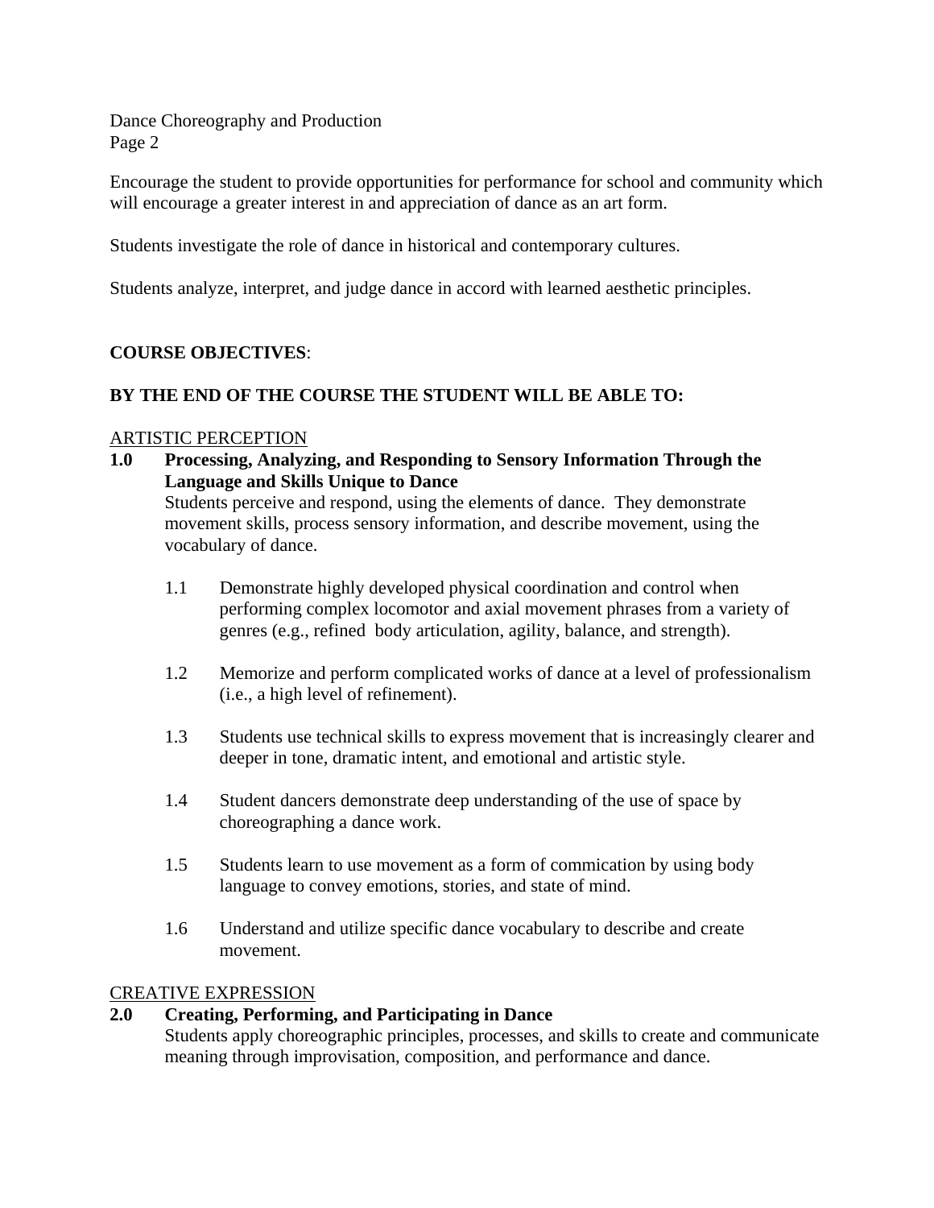Encourage the student to provide opportunities for performance for school and community which will encourage a greater interest in and appreciation of dance as an art form.

Students investigate the role of dance in historical and contemporary cultures.

Students analyze, interpret, and judge dance in accord with learned aesthetic principles.

**COURSE OBJECTIVES**:

**BY THE END OF THE COURSE THE STUDENT WILL BE ABLE TO:**

ARTISTIC PERCEPTION

**1.0 Processing, Analyzing, and Responding to Sensory Information Through the Language and Skills Unique to Dance**

Students perceive and respond, using the elements of dance. They demonstrate movement skills, process sensory information, and describe movement, using the vocabulary of dance.

1.1 Demonstrate highly developed physical coordination and control when performing complex locomotor and axial movement phrases from a variety of genres (e.g., refined body articulation, agility, balance, and strength).

1.2 Memorize and perform complicated works of dance at a level of professionalism (i.e., a high level of refinement).

1.3 Students use technical skills to express movement that is increasingly clearer and deeper in tone, dramatic intent, and emotional and artistic style.

1.4 Student dancers demonstrate deep understanding of the use of space by choreographing a dance work.

1.5 Students learn to use movement as a form of commication by using body language to convey emotions, stories, and state of mind.

1.6 Understand and utilize specific dance vocabulary to describe and create movement.

CREATIVE EXPRESSION

**2.0 Creating, Performing, and Participating in Dance**

Students apply choreographic principles, processes, and skills to create and communicate meaning through improvisation, composition, and performance and dance.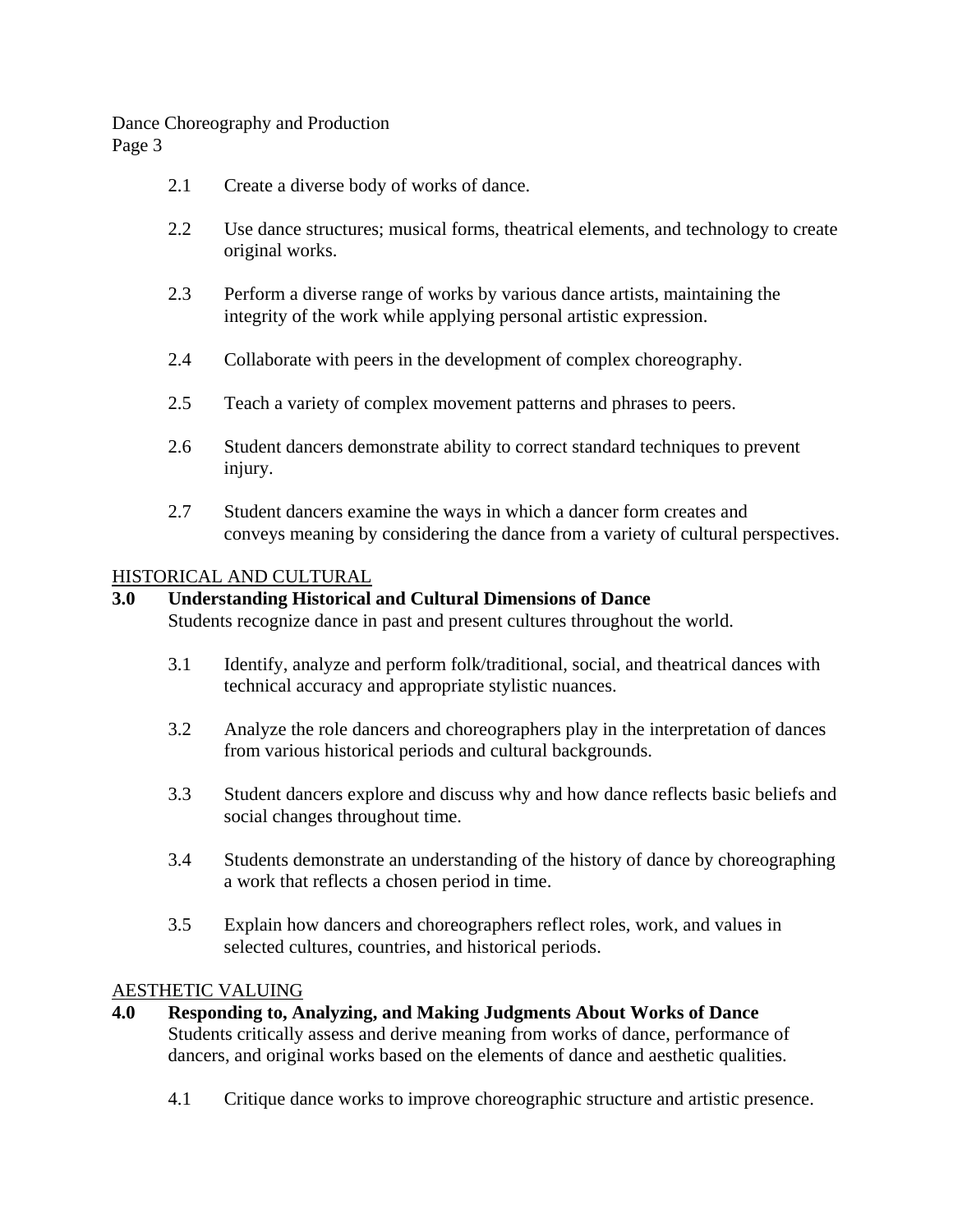2.1 Create a diverse body of works of dance.

2.2 Use dance structures; musical forms, theatrical elements, and technology to create original works.

2.3 Perform a diverse range of works by various dance artists, maintaining the integrity of the work while applying personal artistic expression.

2.4 Collaborate with peers in the development of complex choreography.

2.5 Teach a variety of complex movement patterns and phrases to peers.

2.6 Student dancers demonstrate ability to correct standard techniques to prevent injury.

2.7 Student dancers examine the ways in which a dancer form creates and conveys meaning by considering the dance from a variety of cultural perspectives.

HISTORICAL AND CULTURAL

**3.0 Understanding Historical and Cultural Dimensions of Dance**

Students recognize dance in past and present cultures throughout the world.

3.1 Identify, analyze and perform folk/traditional, social, and theatrical dances with technical accuracy and appropriate stylistic nuances.

3.2 Analyze the role dancers and choreographers play in the interpretation of dances from various historical periods and cultural backgrounds.

3.3 Student dancers explore and discuss why and how dance reflects basic beliefs and social changes throughout time.

3.4 Students demonstrate an understanding of the history of dance by choreographing a work that reflects a chosen period in time.

3.5 Explain how dancers and choreographers reflect roles, work, and values in selected cultures, countries, and historical periods.

AESTHETIC VALUING

**4.0 Responding to, Analyzing, and Making Judgments About Works of Dance**

Students critically assess and derive meaning from works of dance, performance of dancers, and original works based on the elements of dance and aesthetic qualities.

4.1 Critique dance works to improve choreographic structure and artistic presence.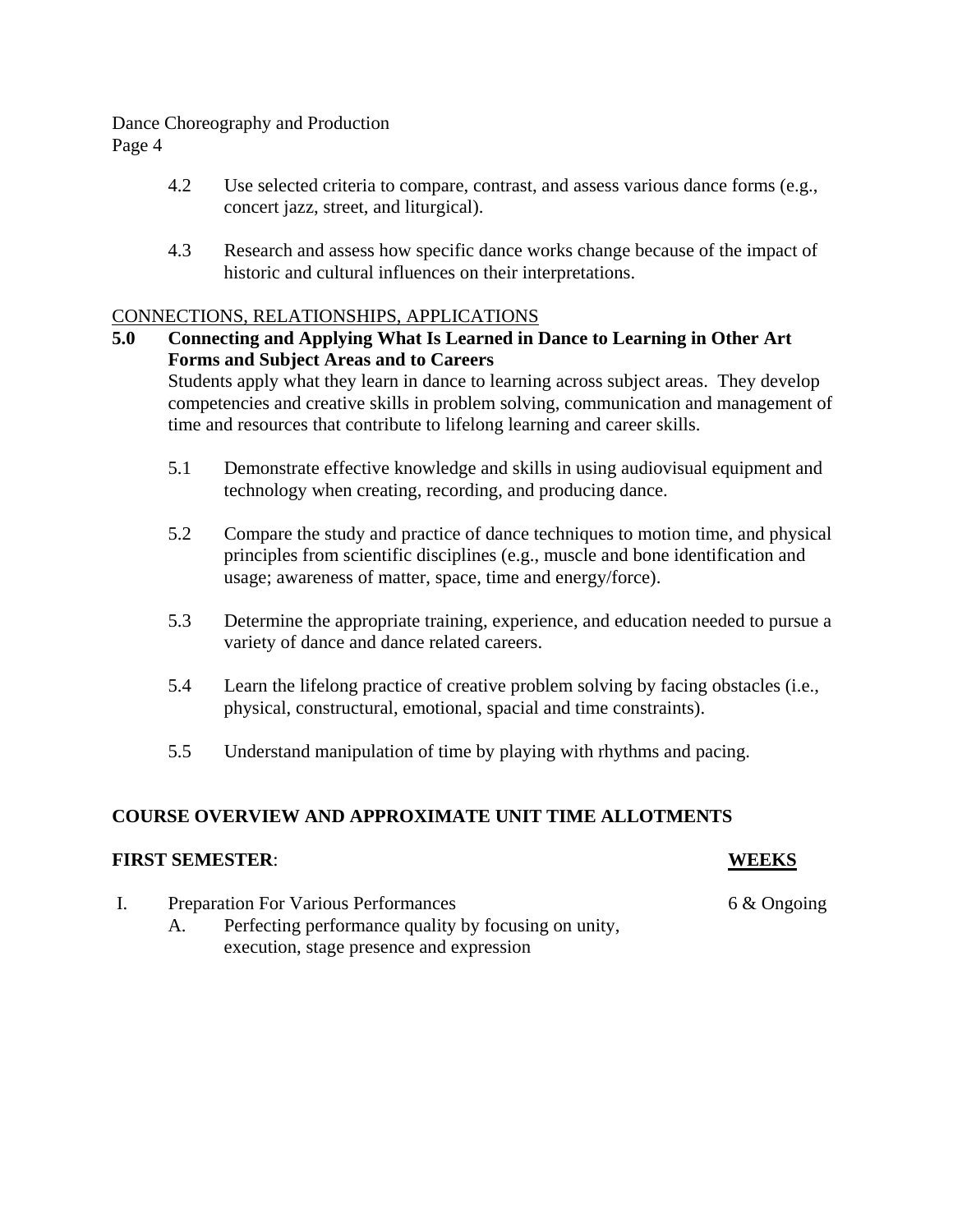4.2 Use selected criteria to compare, contrast, and assess various dance forms (e.g., concert jazz, street, and liturgical).

4.3 Research and assess how specific dance works change because of the impact of historic and cultural influences on their interpretations.

<u>CONNECTIONS, RELATIONSHIPS, APPLICATIONS</u>

**5.0 Connecting and Applying What Is Learned in Dance to Learning in Other Art Forms and Subject Areas and to Careers**

Students apply what they learn in dance to learning across subject areas. They develop competencies and creative skills in problem solving, communication and management of time and resources that contribute to lifelong learning and career skills.

5.1 Demonstrate effective knowledge and skills in using audiovisual equipment and technology when creating, recording, and producing dance.

5.2 Compare the study and practice of dance techniques to motion time, and physical principles from scientific disciplines (e.g., muscle and bone identification and usage; awareness of matter, space, time and energy/force).

5.3 Determine the appropriate training, experience, and education needed to pursue a variety of dance and dance related careers.

5.4 Learn the lifelong practice of creative problem solving by facing obstacles (i.e., physical, constructural, emotional, spacial and time constraints).

5.5 Understand manipulation of time by playing with rhythms and pacing.

**COURSE OVERVIEW AND APPROXIMATE UNIT TIME ALLOTMENTS**

| **FIRST SEMESTER**: | **<u>WEEKS</u>** |
|---|---|
| I. Preparation For Various Performances | 6 & Ongoing |
| A. Perfecting performance quality by focusing on unity, execution, stage presence and expression | |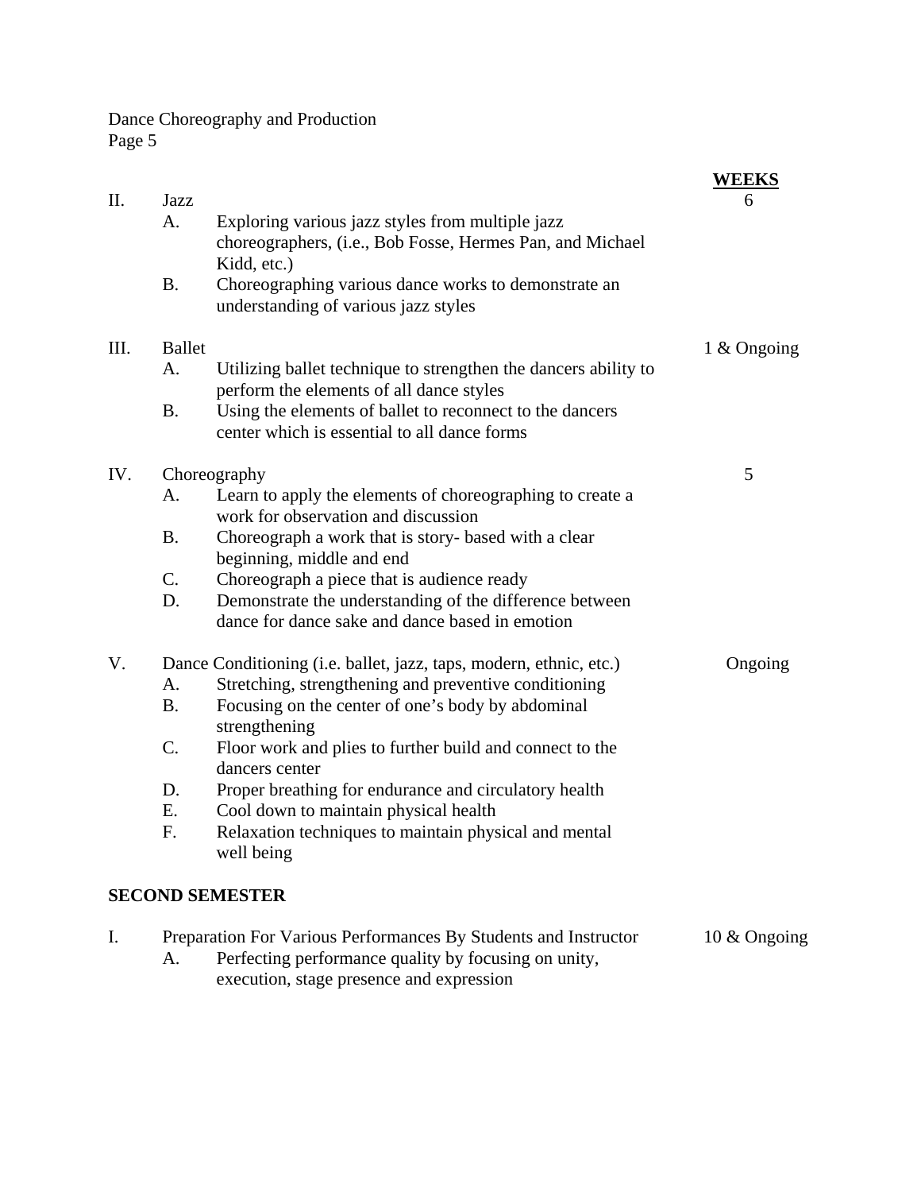| | | | WEEKS |
|---|---|---|---|
| II. | Jazz | | 6 |
| | A. | Exploring various jazz styles from multiple jazz choreographers, (i.e., Bob Fosse, Hermes Pan, and Michael Kidd, etc.) | |
| | B. | Choreographing various dance works to demonstrate an understanding of various jazz styles | |
| III. | Ballet | | 1 & Ongoing |
| | A. | Utilizing ballet technique to strengthen the dancers ability to perform the elements of all dance styles | |
| | B. | Using the elements of ballet to reconnect to the dancers center which is essential to all dance forms | |
| IV. | Choreography | | 5 |
| | A. | Learn to apply the elements of choreographing to create a work for observation and discussion | |
| | B. | Choreograph a work that is story- based with a clear beginning, middle and end | |
| | C. | Choreograph a piece that is audience ready | |
| | D. | Demonstrate the understanding of the difference between dance for dance sake and dance based in emotion | |
| V. | Dance Conditioning (i.e. ballet, jazz, taps, modern, ethnic, etc.) | | Ongoing |
| | A. | Stretching, strengthening and preventive conditioning | |
| | B. | Focusing on the center of one's body by abdominal strengthening | |
| | C. | Floor work and plies to further build and connect to the dancers center | |
| | D. | Proper breathing for endurance and circulatory health | |
| | E. | Cool down to maintain physical health | |
| | F. | Relaxation techniques to maintain physical and mental well being | |

**SECOND SEMESTER**

| | | | |
|---|---|---|---|
| I. | Preparation For Various Performances By Students and Instructor | | 10 & Ongoing |
| | A. | Perfecting performance quality by focusing on unity, execution, stage presence and expression | |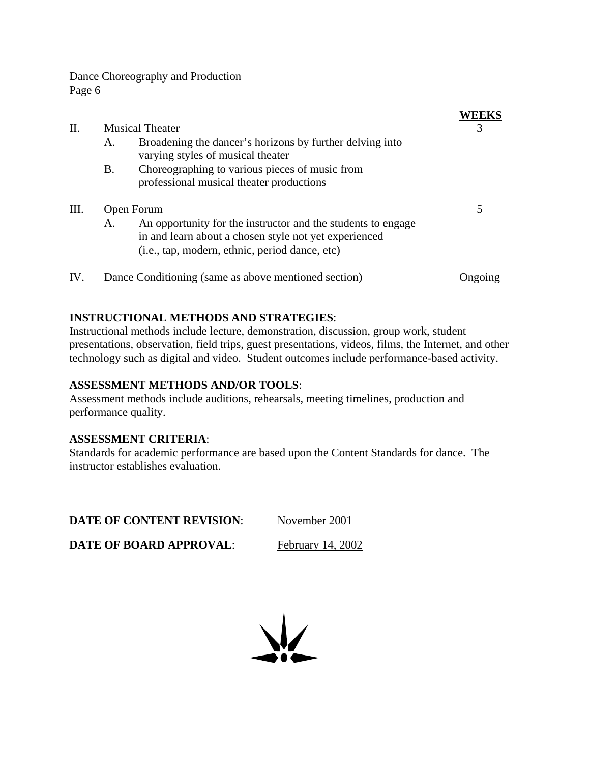| | | WEEKS |
|---|---|---|
| II. | Musical Theater | 3 |
| | A. Broadening the dancer's horizons by further delving into varying styles of musical theater | |
| | B. Choreographing to various pieces of music from professional musical theater productions | |
| III. | Open Forum | 5 |
| | A. An opportunity for the instructor and the students to engage in and learn about a chosen style not yet experienced (i.e., tap, modern, ethnic, period dance, etc) | |
| IV. | Dance Conditioning (same as above mentioned section) | Ongoing |

**INSTRUCTIONAL METHODS AND STRATEGIES**:
Instructional methods include lecture, demonstration, discussion, group work, student presentations, observation, field trips, guest presentations, videos, films, the Internet, and other technology such as digital and video. Student outcomes include performance-based activity.

**ASSESSMENT METHODS AND/OR TOOLS**:
Assessment methods include auditions, rehearsals, meeting timelines, production and performance quality.

**ASSESSMENT CRITERIA**:
Standards for academic performance are based upon the Content Standards for dance. The instructor establishes evaluation.

**DATE OF CONTENT REVISION**: November 2001

**DATE OF BOARD APPROVAL**: February 14, 2002